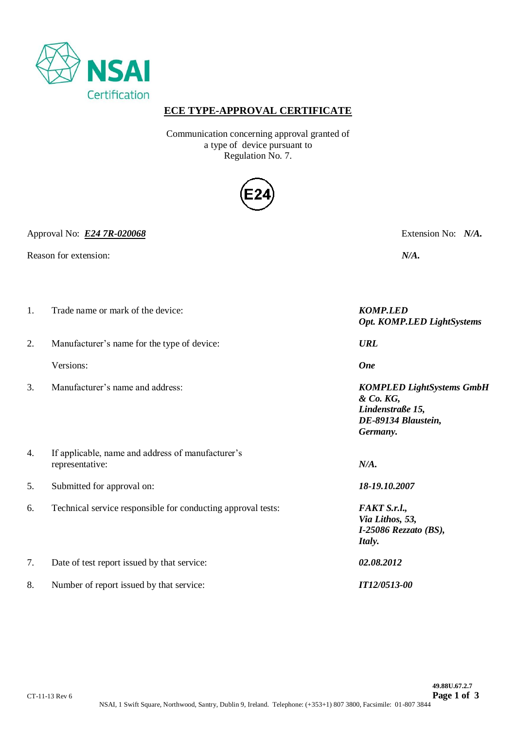NSAI
Certification

# ECE TYPE-APPROVAL CERTIFICATE

Communication concerning approval granted of
a type of device pursuant to
Regulation No. 7.

E24

Approval No: ***E24 7R-020068*** Extension No: ***N/A.***

Reason for extension: ***N/A.***

| | | |
|---|---|---|
| 1. | Trade name or mark of the device: | ***KOMP.LED*** <br> ***Opt. KOMP.LED LightSystems*** |
| 2. | Manufacturer's name for the type of device: | ***URL*** |
| | Versions: | ***One*** |
| 3. | Manufacturer's name and address: | ***KOMPLED LightSystems GmbH & Co. KG,*** <br> ***Lindenstraße 15,*** <br> ***DE-89134 Blaustein,*** <br> ***Germany.*** |
| 4. | If applicable, name and address of manufacturer's representative: | ***N/A.*** |
| 5. | Submitted for approval on: | ***18-19.10.2007*** |
| 6. | Technical service responsible for conducting approval tests: | ***FAKT S.r.l.,*** <br> ***Via Lithos, 53,*** <br> ***I-25086 Rezzato (BS),*** <br> ***Italy.*** |
| 7. | Date of test report issued by that service: | ***02.08.2012*** |
| 8. | Number of report issued by that service: | ***IT12/0513-00*** |

CT-11-13 Rev 6

**49.88U.67.2.7**

NSAI, 1 Swift Square, Northwood, Santry, Dublin 9, Ireland. Telephone: (+353+1) 807 3800, Facsimile: 01-807 3844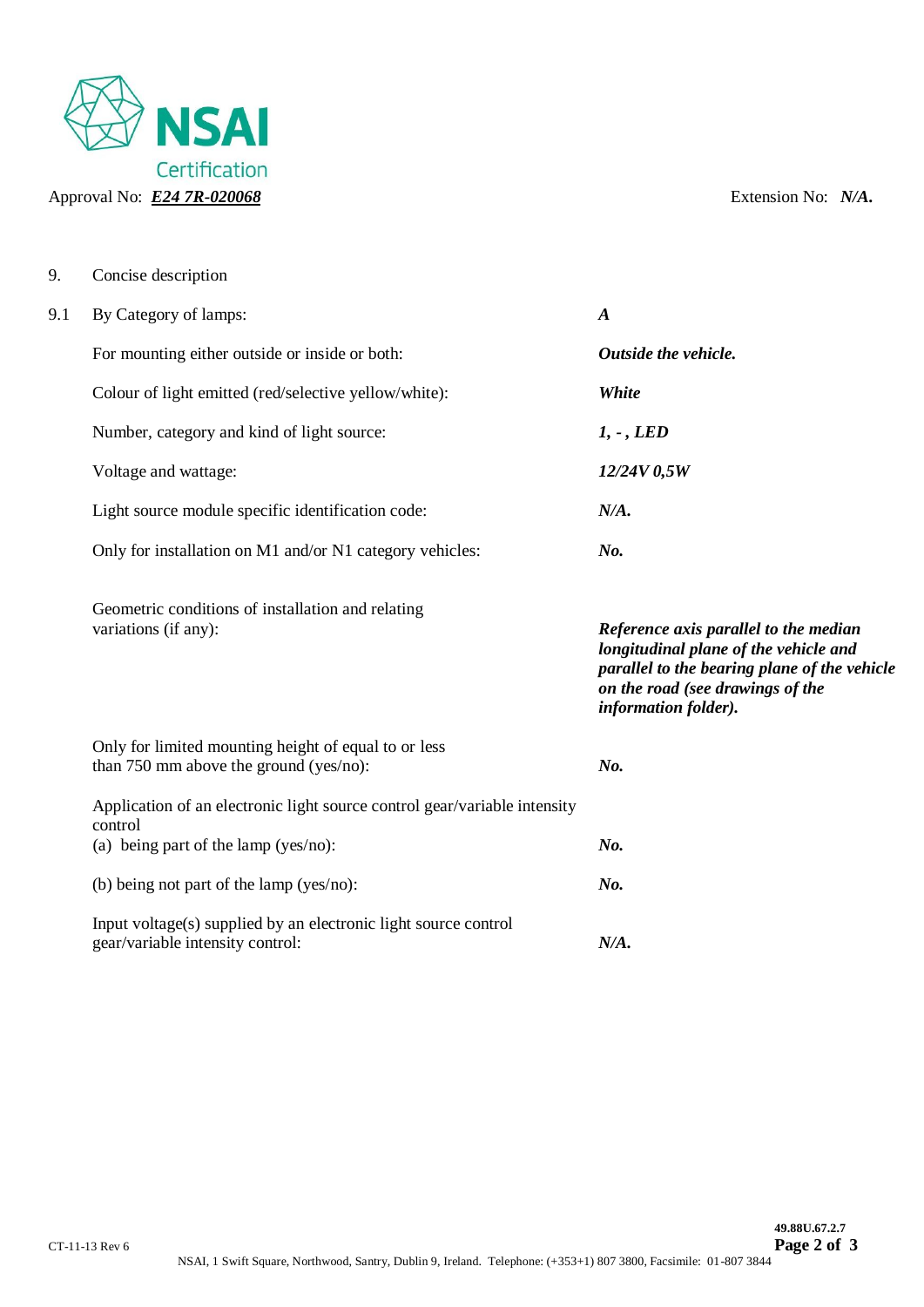Approval No: ***E24 7R-020068*** Extension No: ***N/A.***

| | | |
|---|---|---|
| 9. | Concise description | |
| 9.1 | By Category of lamps: | ***A*** |
| | For mounting either outside or inside or both: | ***Outside the vehicle.*** |
| | Colour of light emitted (red/selective yellow/white): | ***White*** |
| | Number, category and kind of light source: | ***1, - , LED*** |
| | Voltage and wattage: | ***12/24V 0,5W*** |
| | Light source module specific identification code: | ***N/A.*** |
| | Only for installation on M1 and/or N1 category vehicles: | ***No.*** |
| | Geometric conditions of installation and relating variations (if any): | ***Reference axis parallel to the median longitudinal plane of the vehicle and parallel to the bearing plane of the vehicle on the road (see drawings of the information folder).*** |
| | Only for limited mounting height of equal to or less than 750 mm above the ground (yes/no): | ***No.*** |
| | Application of an electronic light source control gear/variable intensity control (a) being part of the lamp (yes/no): | ***No.*** |
| | (b) being not part of the lamp (yes/no): | ***No.*** |
| | Input voltage(s) supplied by an electronic light source control gear/variable intensity control: | ***N/A.*** |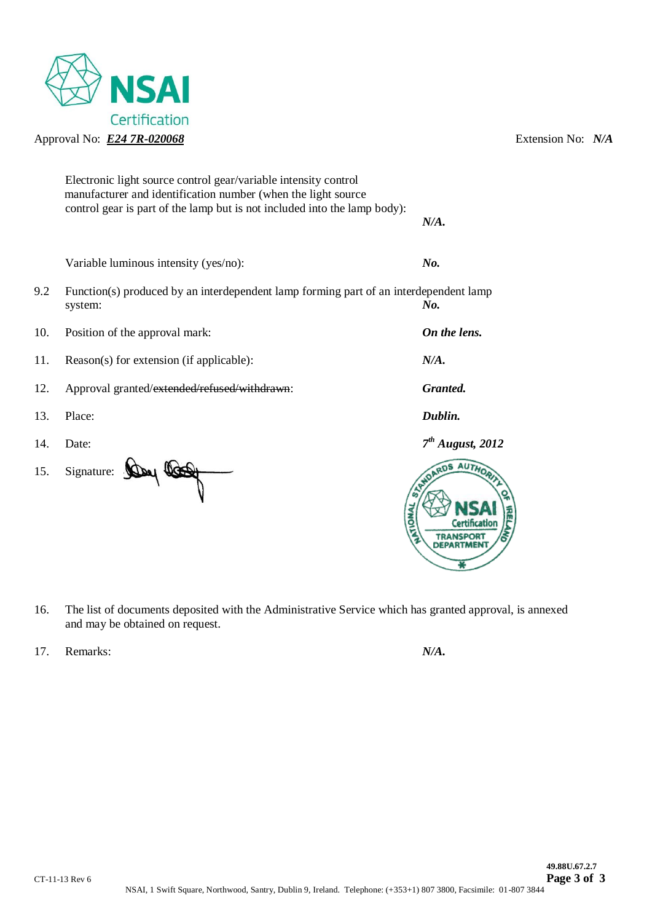Approval No: ***E24 7R-020068*** Extension No: ***N/A***

| | | |
|---|---|---|
| | Electronic light source control gear/variable intensity control manufacturer and identification number (when the light source control gear is part of the lamp but is not included into the lamp body): | ***N/A.*** |
| | Variable luminous intensity (yes/no): | ***No.*** |
| 9.2 | Function(s) produced by an interdependent lamp forming part of an interdependent lamp system: | ***No.*** |
| 10. | Position of the approval mark: | ***On the lens.*** |
| 11. | Reason(s) for extension (if applicable): | ***N/A.*** |
| 12. | Approval granted/~~extended/refused/withdrawn~~: | ***Granted.*** |
| 13. | Place: | ***Dublin.*** |
| 14. | Date: | ***7th August, 2012*** |
| 15. | Signature: | |

16. The list of documents deposited with the Administrative Service which has granted approval, is annexed and may be obtained on request.

17. Remarks: ***N/A.***

CT-11-13 Rev 6 49.88U.67.2.7

NSAI, 1 Swift Square, Northwood, Santry, Dublin 9, Ireland. Telephone: (+353+1) 807 3800, Facsimile: 01-807 3844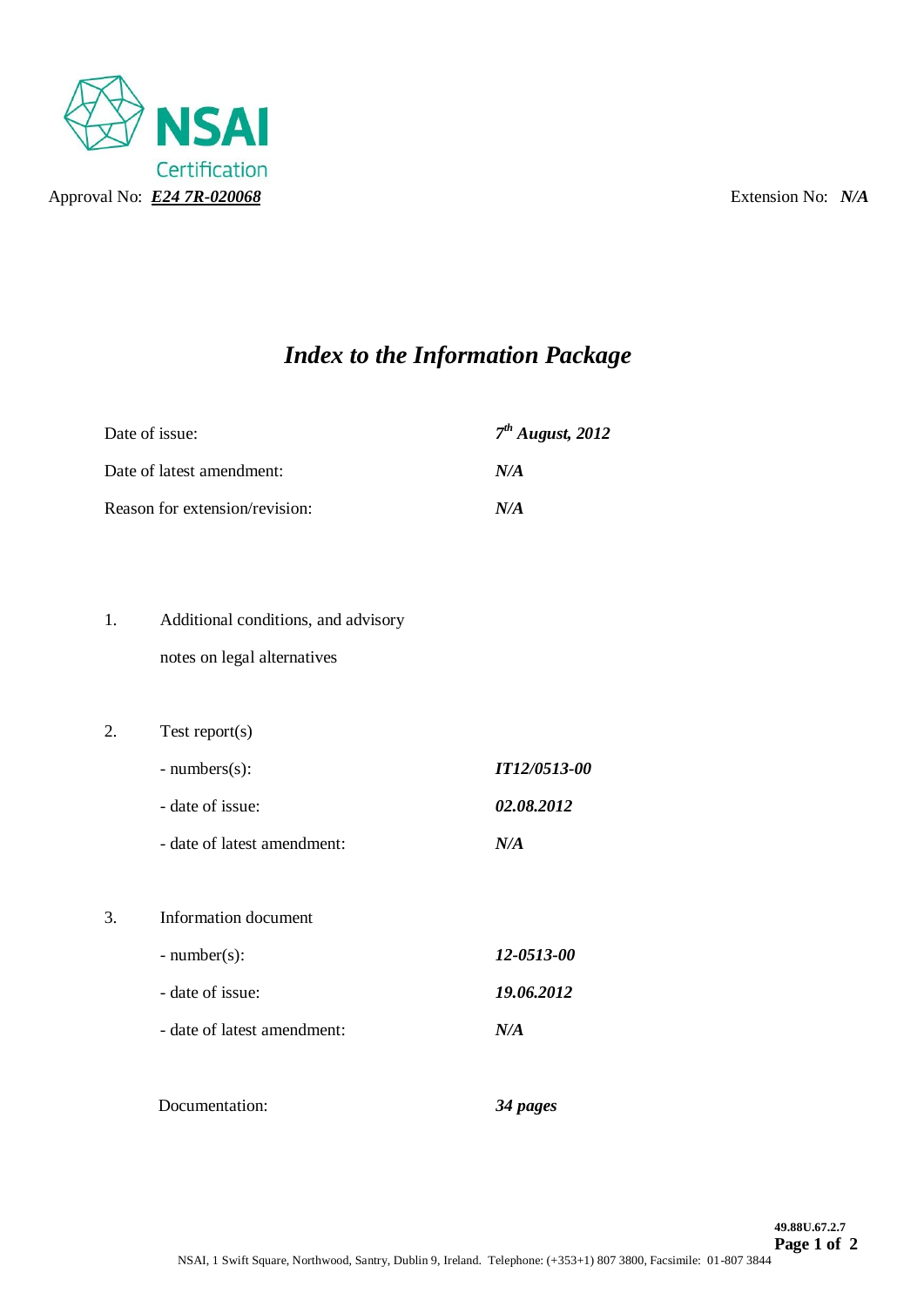NSAI Certification

Approval No: ***E24 7R-020068***

Extension No: ***N/A***

# *Index to the Information Package*

| | |
|---|---|
| Date of issue: | ***7th August, 2012*** |
| Date of latest amendment: | ***N/A*** |
| Reason for extension/revision: | ***N/A*** |

1. Additional conditions, and advisory notes on legal alternatives

2. Test report(s)

| | |
|---|---|
| - numbers(s): | ***IT12/0513-00*** |
| - date of issue: | ***02.08.2012*** |
| - date of latest amendment: | ***N/A*** |

3. Information document

| | |
|---|---|
| - number(s): | ***12-0513-00*** |
| - date of issue: | ***19.06.2012*** |
| - date of latest amendment: | ***N/A*** |

| | |
|---|---|
| Documentation: | ***34 pages*** |

**49.88U.67.2.7**

NSAI, 1 Swift Square, Northwood, Santry, Dublin 9, Ireland. Telephone: (+353+1) 807 3800, Facsimile: 01-807 3844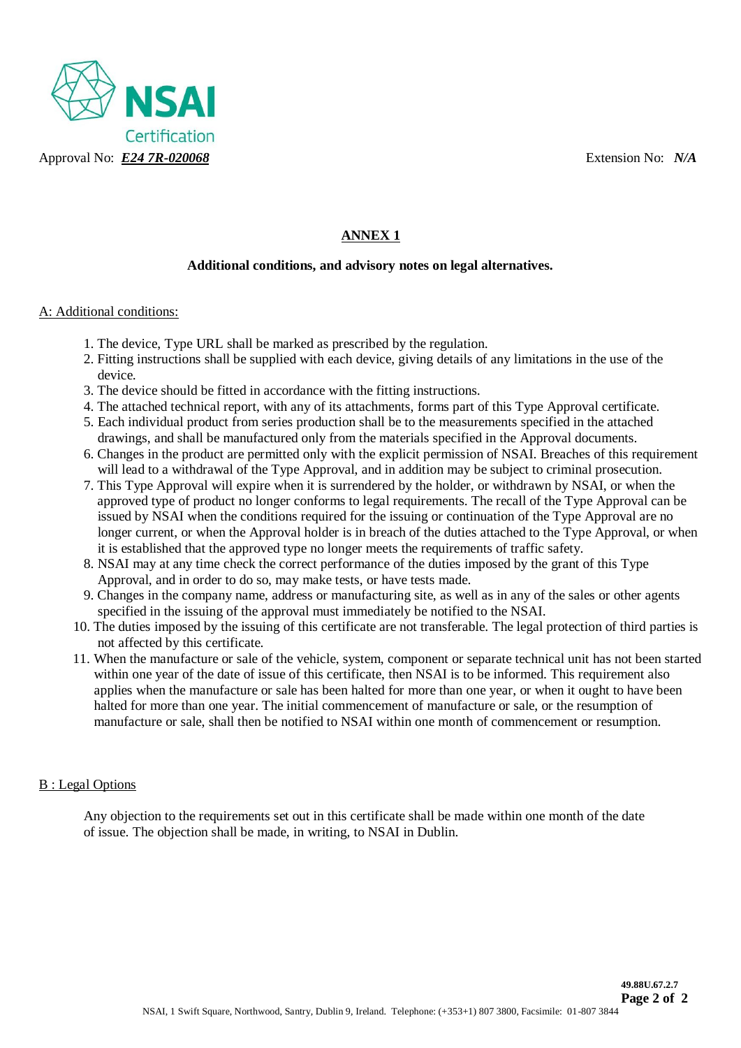Approval No: ***E24 7R-020068*** Extension No: ***N/A***

## ANNEX 1

**Additional conditions, and advisory notes on legal alternatives.**

A: Additional conditions:

1. The device, Type URL shall be marked as prescribed by the regulation.
2. Fitting instructions shall be supplied with each device, giving details of any limitations in the use of the device.
3. The device should be fitted in accordance with the fitting instructions.
4. The attached technical report, with any of its attachments, forms part of this Type Approval certificate.
5. Each individual product from series production shall be to the measurements specified in the attached drawings, and shall be manufactured only from the materials specified in the Approval documents.
6. Changes in the product are permitted only with the explicit permission of NSAI. Breaches of this requirement will lead to a withdrawal of the Type Approval, and in addition may be subject to criminal prosecution.
7. This Type Approval will expire when it is surrendered by the holder, or withdrawn by NSAI, or when the approved type of product no longer conforms to legal requirements. The recall of the Type Approval can be issued by NSAI when the conditions required for the issuing or continuation of the Type Approval are no longer current, or when the Approval holder is in breach of the duties attached to the Type Approval, or when it is established that the approved type no longer meets the requirements of traffic safety.
8. NSAI may at any time check the correct performance of the duties imposed by the grant of this Type Approval, and in order to do so, may make tests, or have tests made.
9. Changes in the company name, address or manufacturing site, as well as in any of the sales or other agents specified in the issuing of the approval must immediately be notified to the NSAI.
10. The duties imposed by the issuing of this certificate are not transferable. The legal protection of third parties is not affected by this certificate.
11. When the manufacture or sale of the vehicle, system, component or separate technical unit has not been started within one year of the date of issue of this certificate, then NSAI is to be informed. This requirement also applies when the manufacture or sale has been halted for more than one year, or when it ought to have been halted for more than one year. The initial commencement of manufacture or sale, or the resumption of manufacture or sale, shall then be notified to NSAI within one month of commencement or resumption.

B : Legal Options

Any objection to the requirements set out in this certificate shall be made within one month of the date of issue. The objection shall be made, in writing, to NSAI in Dublin.

**49.88U.67.2.7**

NSAI, 1 Swift Square, Northwood, Santry, Dublin 9, Ireland. Telephone: (+353+1) 807 3800, Facsimile: 01-807 3844